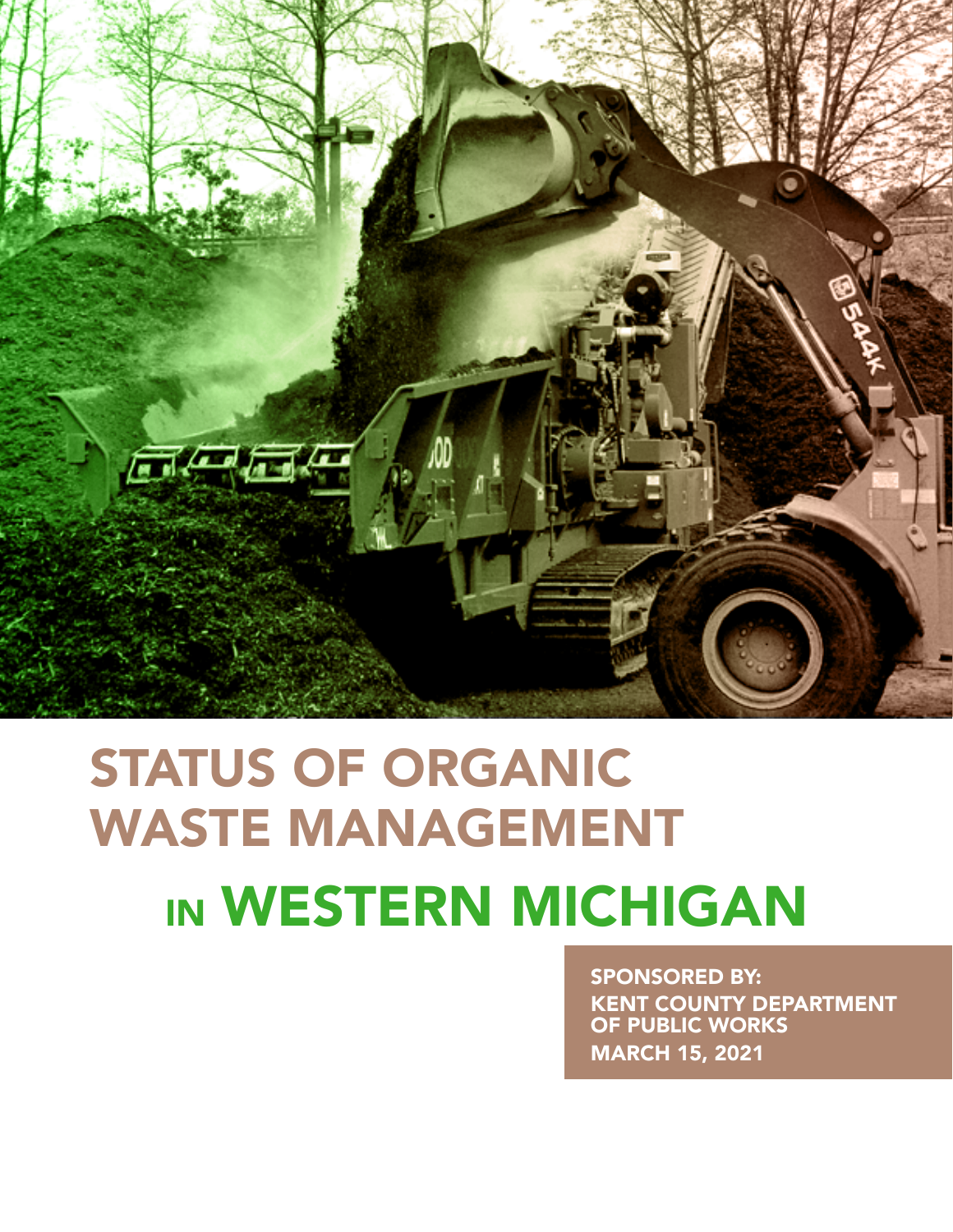# STATUS OF ORGANIC WASTE MANAGEMENT IN WESTERN MICHIGAN

**SPONSORED BY:**
**KENT COUNTY DEPARTMENT OF PUBLIC WORKS**
**MARCH 15, 2021**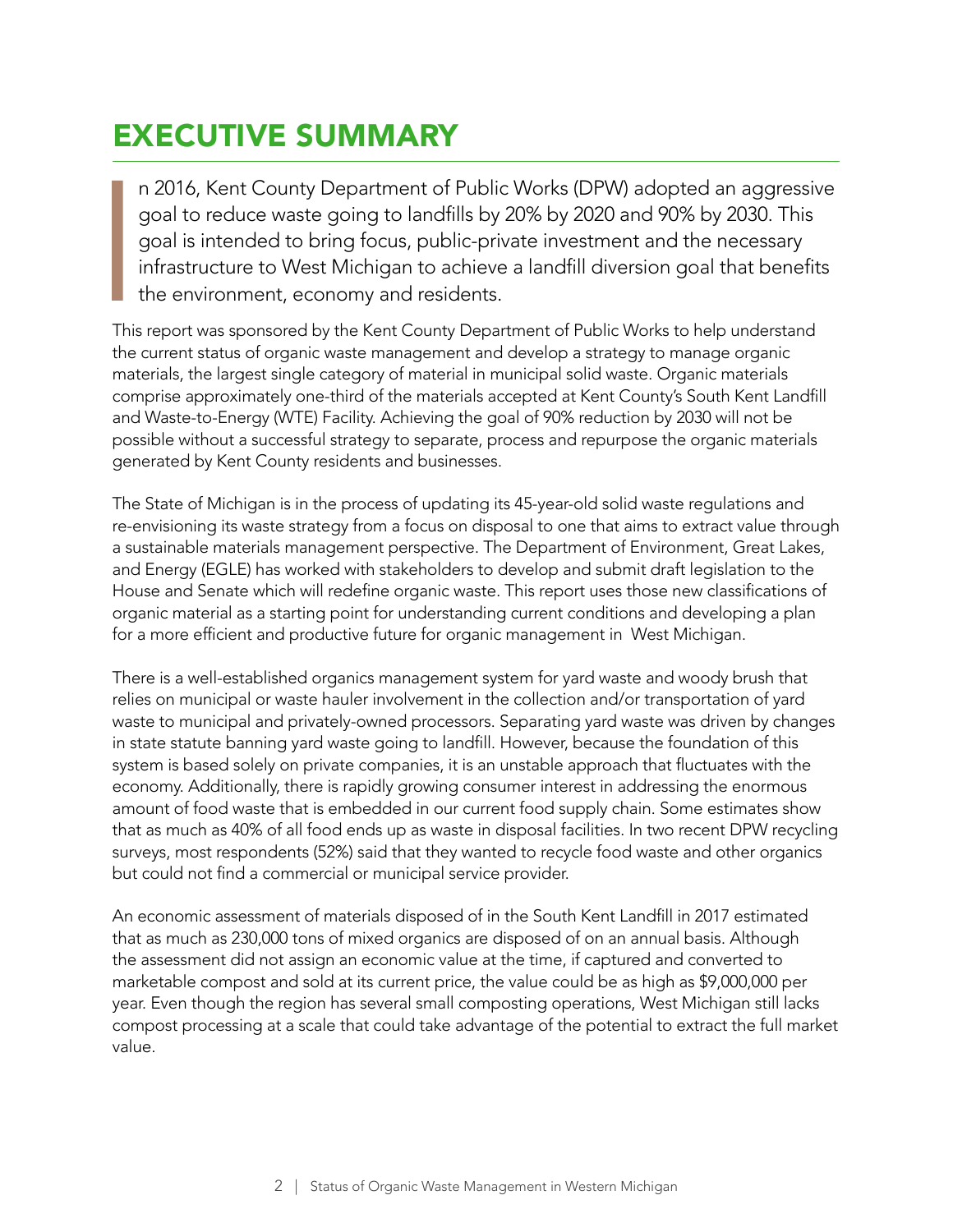# EXECUTIVE SUMMARY

In 2016, Kent County Department of Public Works (DPW) adopted an aggressive goal to reduce waste going to landfills by 20% by 2020 and 90% by 2030. This goal is intended to bring focus, public-private investment and the necessary infrastructure to West Michigan to achieve a landfill diversion goal that benefits the environment, economy and residents.

This report was sponsored by the Kent County Department of Public Works to help understand the current status of organic waste management and develop a strategy to manage organic materials, the largest single category of material in municipal solid waste. Organic materials comprise approximately one-third of the materials accepted at Kent County's South Kent Landfill and Waste-to-Energy (WTE) Facility. Achieving the goal of 90% reduction by 2030 will not be possible without a successful strategy to separate, process and repurpose the organic materials generated by Kent County residents and businesses.

The State of Michigan is in the process of updating its 45-year-old solid waste regulations and re-envisioning its waste strategy from a focus on disposal to one that aims to extract value through a sustainable materials management perspective. The Department of Environment, Great Lakes, and Energy (EGLE) has worked with stakeholders to develop and submit draft legislation to the House and Senate which will redefine organic waste. This report uses those new classifications of organic material as a starting point for understanding current conditions and developing a plan for a more efficient and productive future for organic management in West Michigan.

There is a well-established organics management system for yard waste and woody brush that relies on municipal or waste hauler involvement in the collection and/or transportation of yard waste to municipal and privately-owned processors. Separating yard waste was driven by changes in state statute banning yard waste going to landfill. However, because the foundation of this system is based solely on private companies, it is an unstable approach that fluctuates with the economy. Additionally, there is rapidly growing consumer interest in addressing the enormous amount of food waste that is embedded in our current food supply chain. Some estimates show that as much as 40% of all food ends up as waste in disposal facilities. In two recent DPW recycling surveys, most respondents (52%) said that they wanted to recycle food waste and other organics but could not find a commercial or municipal service provider.

An economic assessment of materials disposed of in the South Kent Landfill in 2017 estimated that as much as 230,000 tons of mixed organics are disposed of on an annual basis. Although the assessment did not assign an economic value at the time, if captured and converted to marketable compost and sold at its current price, the value could be as high as $9,000,000 per year. Even though the region has several small composting operations, West Michigan still lacks compost processing at a scale that could take advantage of the potential to extract the full market value.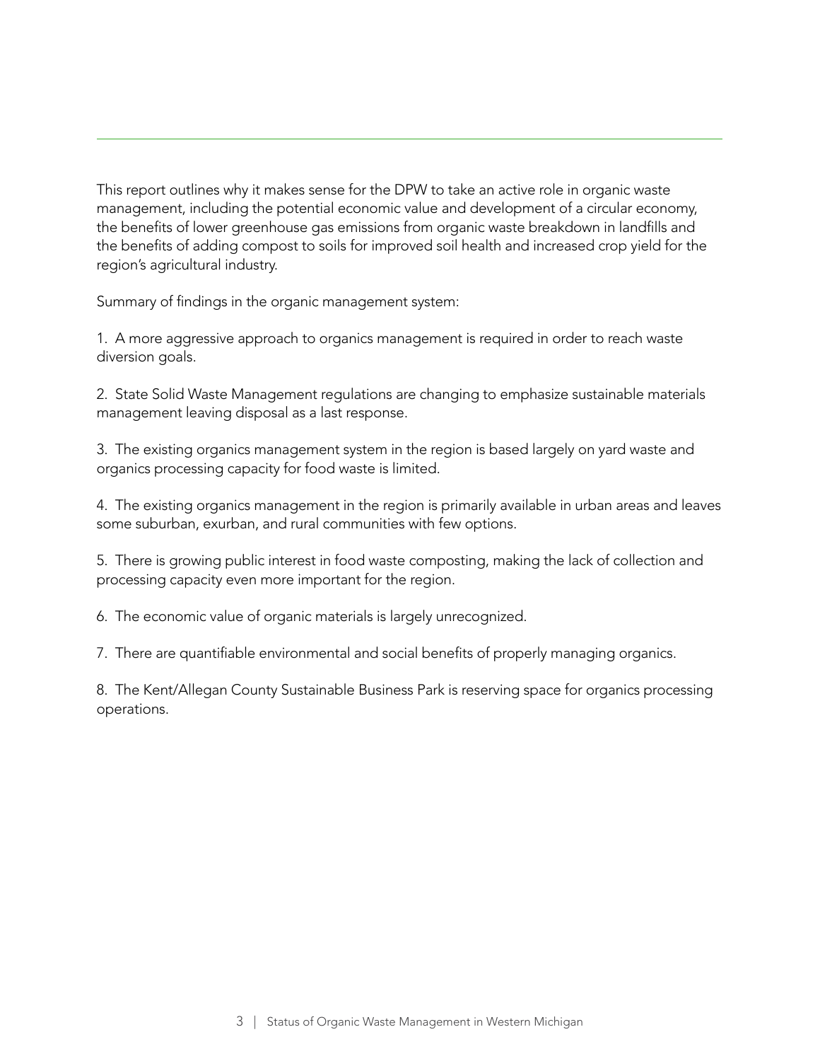This report outlines why it makes sense for the DPW to take an active role in organic waste management, including the potential economic value and development of a circular economy, the benefits of lower greenhouse gas emissions from organic waste breakdown in landfills and the benefits of adding compost to soils for improved soil health and increased crop yield for the region's agricultural industry.

Summary of findings in the organic management system:

1. A more aggressive approach to organics management is required in order to reach waste diversion goals.

2. State Solid Waste Management regulations are changing to emphasize sustainable materials management leaving disposal as a last response.

3. The existing organics management system in the region is based largely on yard waste and organics processing capacity for food waste is limited.

4. The existing organics management in the region is primarily available in urban areas and leaves some suburban, exurban, and rural communities with few options.

5. There is growing public interest in food waste composting, making the lack of collection and processing capacity even more important for the region.

6. The economic value of organic materials is largely unrecognized.

7. There are quantifiable environmental and social benefits of properly managing organics.

8. The Kent/Allegan County Sustainable Business Park is reserving space for organics processing operations.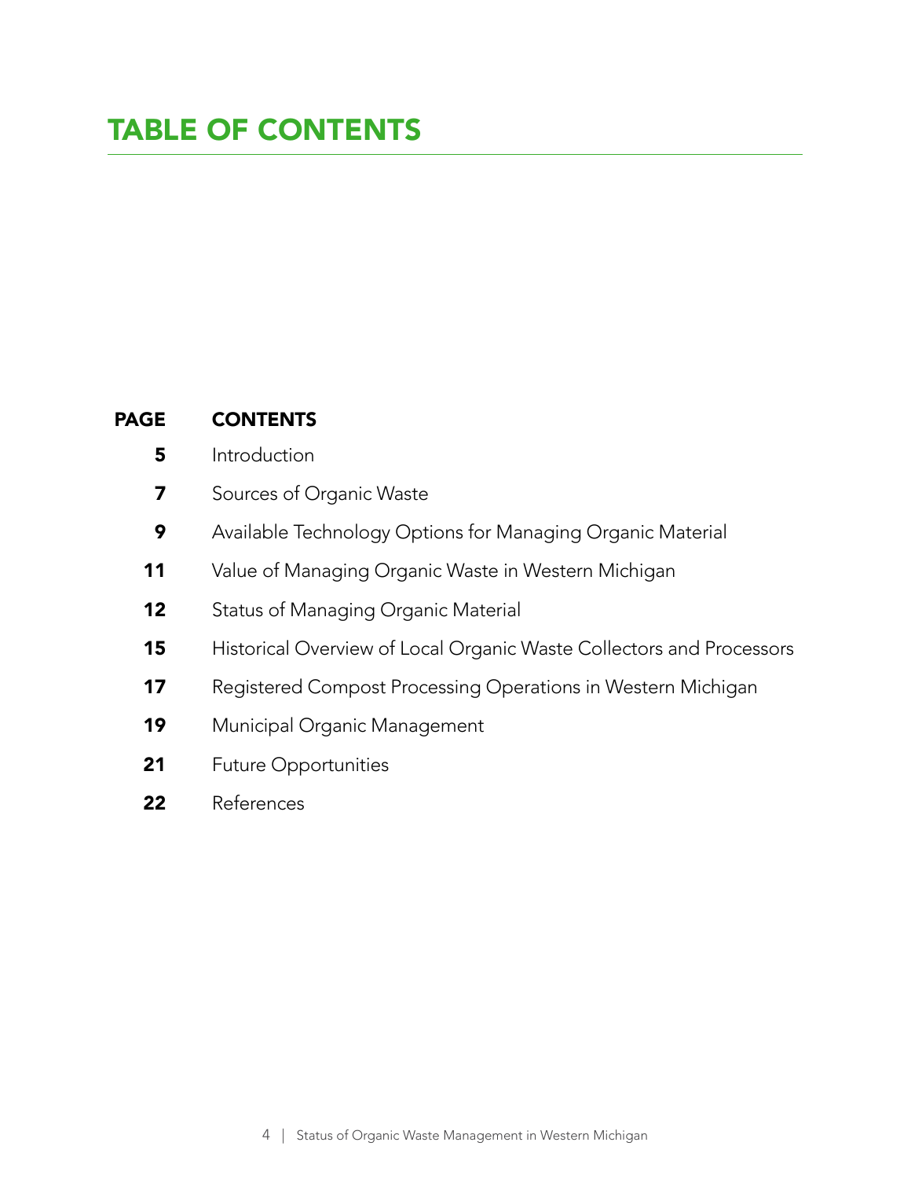# TABLE OF CONTENTS

| PAGE | CONTENTS |
|---|---|
| **5** | Introduction |
| **7** | Sources of Organic Waste |
| **9** | Available Technology Options for Managing Organic Material |
| **11** | Value of Managing Organic Waste in Western Michigan |
| **12** | Status of Managing Organic Material |
| **15** | Historical Overview of Local Organic Waste Collectors and Processors |
| **17** | Registered Compost Processing Operations in Western Michigan |
| **19** | Municipal Organic Management |
| **21** | Future Opportunities |
| **22** | References |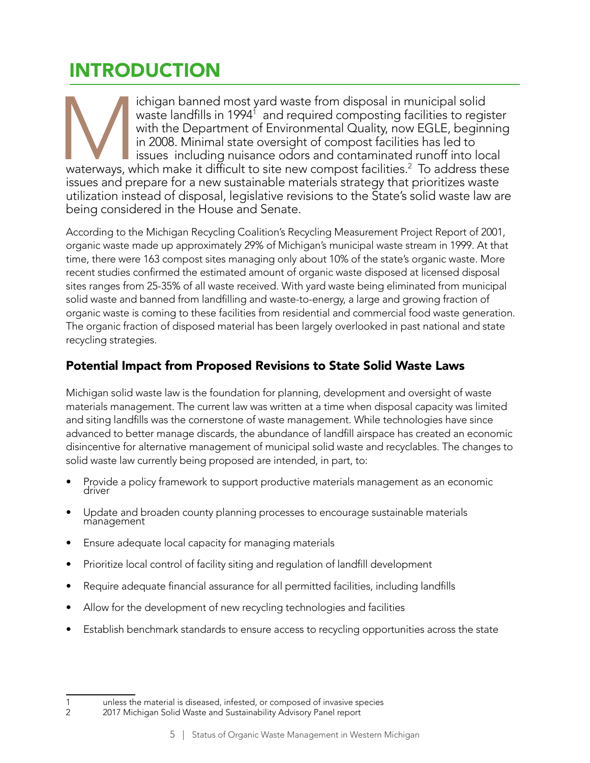# INTRODUCTION

Michigan banned most yard waste from disposal in municipal solid waste landfills in 1994[1] and required composting facilities to register with the Department of Environmental Quality, now EGLE, beginning in 2008. Minimal state oversight of compost facilities has led to issues including nuisance odors and contaminated runoff into local waterways, which make it difficult to site new compost facilities.[2] To address these issues and prepare for a new sustainable materials strategy that prioritizes waste utilization instead of disposal, legislative revisions to the State's solid waste law are being considered in the House and Senate.

According to the Michigan Recycling Coalition's Recycling Measurement Project Report of 2001, organic waste made up approximately 29% of Michigan's municipal waste stream in 1999. At that time, there were 163 compost sites managing only about 10% of the state's organic waste. More recent studies confirmed the estimated amount of organic waste disposed at licensed disposal sites ranges from 25-35% of all waste received. With yard waste being eliminated from municipal solid waste and banned from landfilling and waste-to-energy, a large and growing fraction of organic waste is coming to these facilities from residential and commercial food waste generation. The organic fraction of disposed material has been largely overlooked in past national and state recycling strategies.

## Potential Impact from Proposed Revisions to State Solid Waste Laws

Michigan solid waste law is the foundation for planning, development and oversight of waste materials management. The current law was written at a time when disposal capacity was limited and siting landfills was the cornerstone of waste management. While technologies have since advanced to better manage discards, the abundance of landfill airspace has created an economic disincentive for alternative management of municipal solid waste and recyclables. The changes to solid waste law currently being proposed are intended, in part, to:

- Provide a policy framework to support productive materials management as an economic driver
- Update and broaden county planning processes to encourage sustainable materials management
- Ensure adequate local capacity for managing materials
- Prioritize local control of facility siting and regulation of landfill development
- Require adequate financial assurance for all permitted facilities, including landfills
- Allow for the development of new recycling technologies and facilities
- Establish benchmark standards to ensure access to recycling opportunities across the state

---

1 unless the material is diseased, infested, or composed of invasive species

2 2017 Michigan Solid Waste and Sustainability Advisory Panel report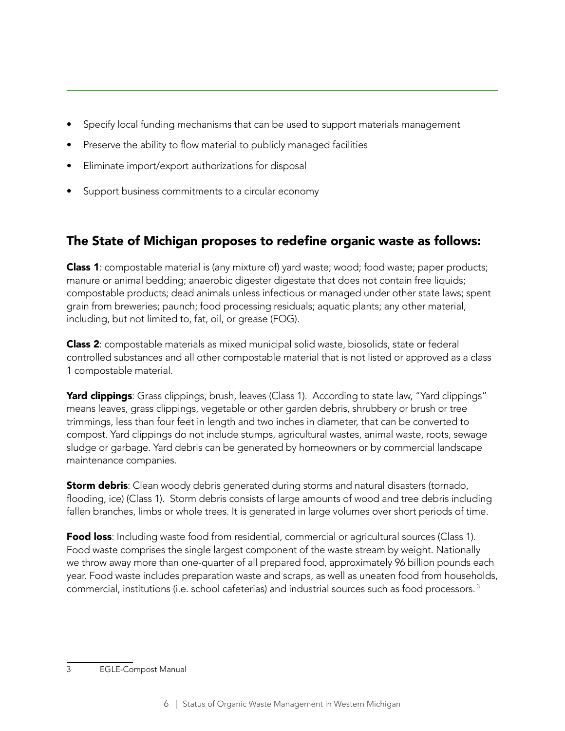- Specify local funding mechanisms that can be used to support materials management
- Preserve the ability to flow material to publicly managed facilities
- Eliminate import/export authorizations for disposal
- Support business commitments to a circular economy

## The State of Michigan proposes to redefine organic waste as follows:

**Class 1**: compostable material is (any mixture of) yard waste; wood; food waste; paper products; manure or animal bedding; anaerobic digester digestate that does not contain free liquids; compostable products; dead animals unless infectious or managed under other state laws; spent grain from breweries; paunch; food processing residuals; aquatic plants; any other material, including, but not limited to, fat, oil, or grease (FOG).

**Class 2**: compostable materials as mixed municipal solid waste, biosolids, state or federal controlled substances and all other compostable material that is not listed or approved as a class 1 compostable material.

**Yard clippings**: Grass clippings, brush, leaves (Class 1). According to state law, "Yard clippings" means leaves, grass clippings, vegetable or other garden debris, shrubbery or brush or tree trimmings, less than four feet in length and two inches in diameter, that can be converted to compost. Yard clippings do not include stumps, agricultural wastes, animal waste, roots, sewage sludge or garbage. Yard debris can be generated by homeowners or by commercial landscape maintenance companies.

**Storm debris**: Clean woody debris generated during storms and natural disasters (tornado, flooding, ice) (Class 1). Storm debris consists of large amounts of wood and tree debris including fallen branches, limbs or whole trees. It is generated in large volumes over short periods of time.

**Food loss**: Including waste food from residential, commercial or agricultural sources (Class 1). Food waste comprises the single largest component of the waste stream by weight. Nationally we throw away more than one-quarter of all prepared food, approximately 96 billion pounds each year. Food waste includes preparation waste and scraps, as well as uneaten food from households, commercial, institutions (i.e. school cafeterias) and industrial sources such as food processors. [3]

---

3 EGLE-Compost Manual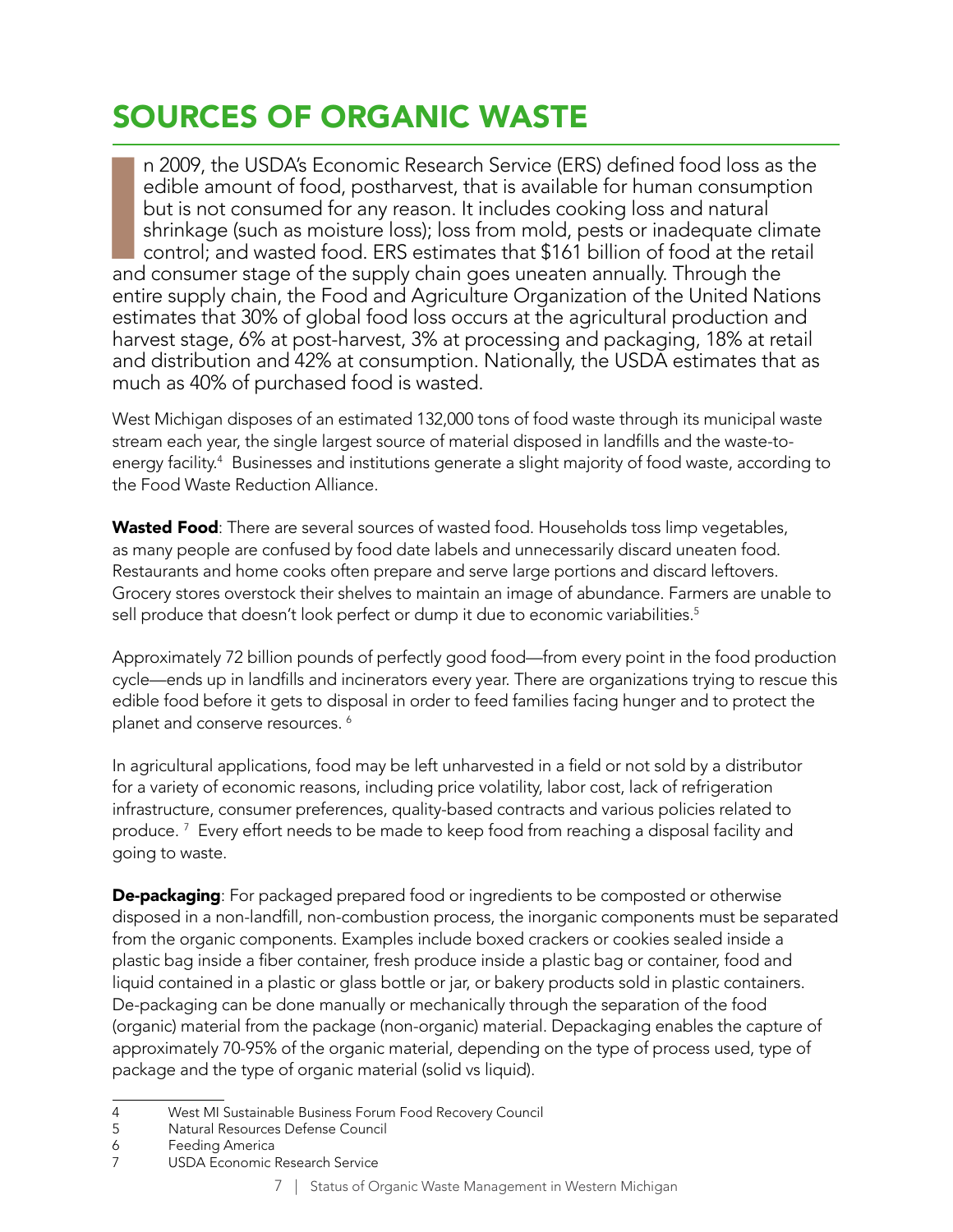# SOURCES OF ORGANIC WASTE

In 2009, the USDA's Economic Research Service (ERS) defined food loss as the edible amount of food, postharvest, that is available for human consumption but is not consumed for any reason. It includes cooking loss and natural shrinkage (such as moisture loss); loss from mold, pests or inadequate climate control; and wasted food. ERS estimates that $161 billion of food at the retail and consumer stage of the supply chain goes uneaten annually. Through the entire supply chain, the Food and Agriculture Organization of the United Nations estimates that 30% of global food loss occurs at the agricultural production and harvest stage, 6% at post-harvest, 3% at processing and packaging, 18% at retail and distribution and 42% at consumption. Nationally, the USDA estimates that as much as 40% of purchased food is wasted.

West Michigan disposes of an estimated 132,000 tons of food waste through its municipal waste stream each year, the single largest source of material disposed in landfills and the waste-to-energy facility.[4] Businesses and institutions generate a slight majority of food waste, according to the Food Waste Reduction Alliance.

**Wasted Food**: There are several sources of wasted food. Households toss limp vegetables, as many people are confused by food date labels and unnecessarily discard uneaten food. Restaurants and home cooks often prepare and serve large portions and discard leftovers. Grocery stores overstock their shelves to maintain an image of abundance. Farmers are unable to sell produce that doesn't look perfect or dump it due to economic variabilities.[5]

Approximately 72 billion pounds of perfectly good food—from every point in the food production cycle—ends up in landfills and incinerators every year. There are organizations trying to rescue this edible food before it gets to disposal in order to feed families facing hunger and to protect the planet and conserve resources.[6]

In agricultural applications, food may be left unharvested in a field or not sold by a distributor for a variety of economic reasons, including price volatility, labor cost, lack of refrigeration infrastructure, consumer preferences, quality-based contracts and various policies related to produce.[7] Every effort needs to be made to keep food from reaching a disposal facility and going to waste.

**De-packaging**: For packaged prepared food or ingredients to be composted or otherwise disposed in a non-landfill, non-combustion process, the inorganic components must be separated from the organic components. Examples include boxed crackers or cookies sealed inside a plastic bag inside a fiber container, fresh produce inside a plastic bag or container, food and liquid contained in a plastic or glass bottle or jar, or bakery products sold in plastic containers. De-packaging can be done manually or mechanically through the separation of the food (organic) material from the package (non-organic) material. Depackaging enables the capture of approximately 70-95% of the organic material, depending on the type of process used, type of package and the type of organic material (solid vs liquid).

---

4 West MI Sustainable Business Forum Food Recovery Council
5 Natural Resources Defense Council
6 Feeding America
7 USDA Economic Research Service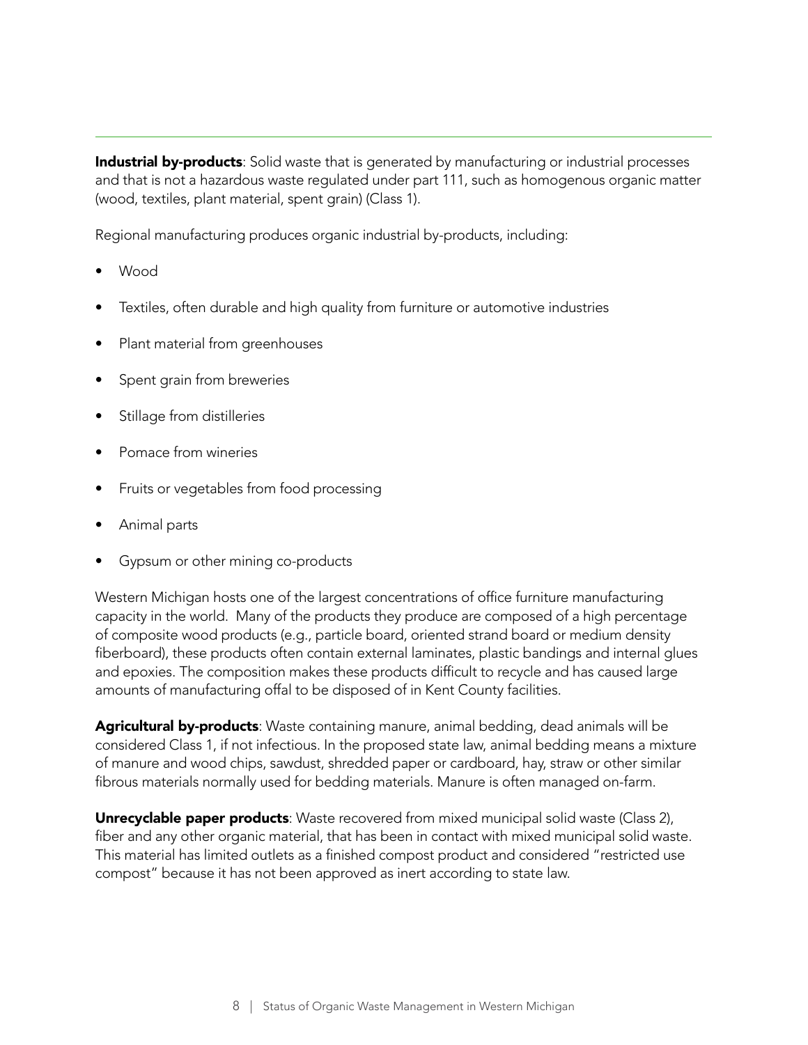**Industrial by-products**: Solid waste that is generated by manufacturing or industrial processes and that is not a hazardous waste regulated under part 111, such as homogenous organic matter (wood, textiles, plant material, spent grain) (Class 1).

Regional manufacturing produces organic industrial by-products, including:

- Wood
- Textiles, often durable and high quality from furniture or automotive industries
- Plant material from greenhouses
- Spent grain from breweries
- Stillage from distilleries
- Pomace from wineries
- Fruits or vegetables from food processing
- Animal parts
- Gypsum or other mining co-products

Western Michigan hosts one of the largest concentrations of office furniture manufacturing capacity in the world. Many of the products they produce are composed of a high percentage of composite wood products (e.g., particle board, oriented strand board or medium density fiberboard), these products often contain external laminates, plastic bandings and internal glues and epoxies. The composition makes these products difficult to recycle and has caused large amounts of manufacturing offal to be disposed of in Kent County facilities.

**Agricultural by-products**: Waste containing manure, animal bedding, dead animals will be considered Class 1, if not infectious. In the proposed state law, animal bedding means a mixture of manure and wood chips, sawdust, shredded paper or cardboard, hay, straw or other similar fibrous materials normally used for bedding materials. Manure is often managed on-farm.

**Unrecyclable paper products**: Waste recovered from mixed municipal solid waste (Class 2), fiber and any other organic material, that has been in contact with mixed municipal solid waste. This material has limited outlets as a finished compost product and considered "restricted use compost" because it has not been approved as inert according to state law.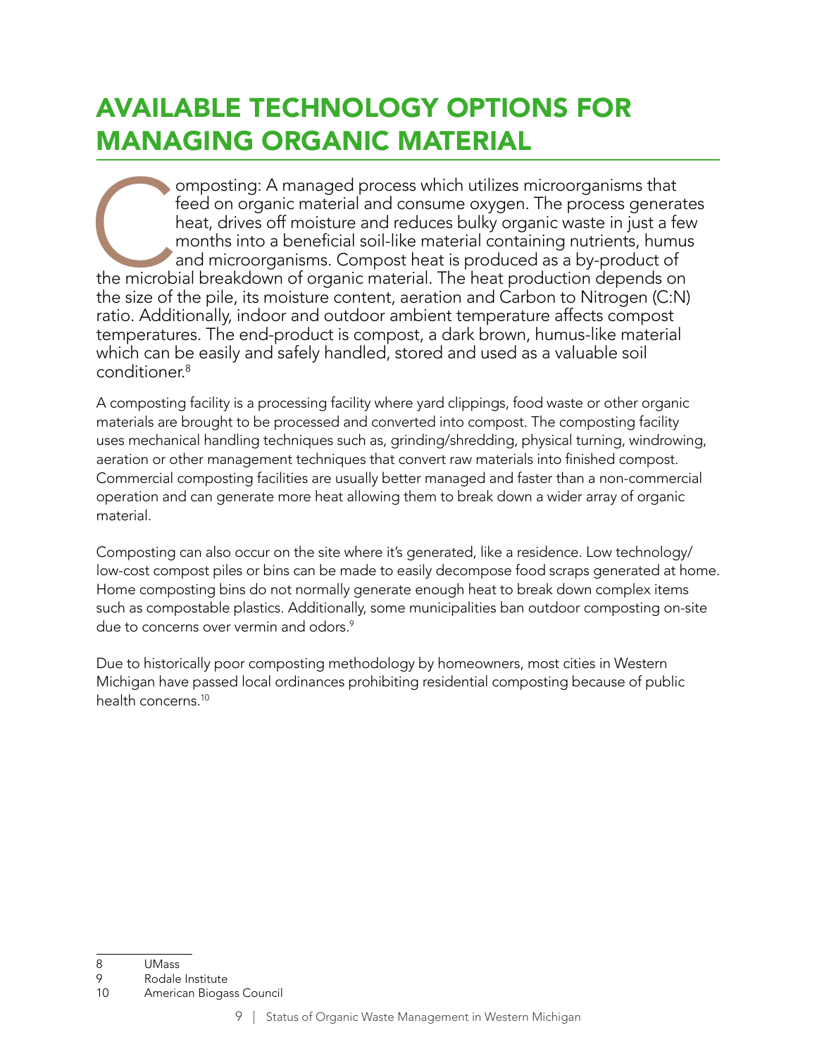# AVAILABLE TECHNOLOGY OPTIONS FOR MANAGING ORGANIC MATERIAL

Composting: A managed process which utilizes microorganisms that feed on organic material and consume oxygen. The process generates heat, drives off moisture and reduces bulky organic waste in just a few months into a beneficial soil-like material containing nutrients, humus and microorganisms. Compost heat is produced as a by-product of the microbial breakdown of organic material. The heat production depends on the size of the pile, its moisture content, aeration and Carbon to Nitrogen (C:N) ratio. Additionally, indoor and outdoor ambient temperature affects compost temperatures. The end-product is compost, a dark brown, humus-like material which can be easily and safely handled, stored and used as a valuable soil conditioner.[8]

A composting facility is a processing facility where yard clippings, food waste or other organic materials are brought to be processed and converted into compost. The composting facility uses mechanical handling techniques such as, grinding/shredding, physical turning, windrowing, aeration or other management techniques that convert raw materials into finished compost. Commercial composting facilities are usually better managed and faster than a non-commercial operation and can generate more heat allowing them to break down a wider array of organic material.

Composting can also occur on the site where it's generated, like a residence. Low technology/low-cost compost piles or bins can be made to easily decompose food scraps generated at home. Home composting bins do not normally generate enough heat to break down complex items such as compostable plastics. Additionally, some municipalities ban outdoor composting on-site due to concerns over vermin and odors.[9]

Due to historically poor composting methodology by homeowners, most cities in Western Michigan have passed local ordinances prohibiting residential composting because of public health concerns.[10]

8 UMass
9 Rodale Institute
10 American Biogass Council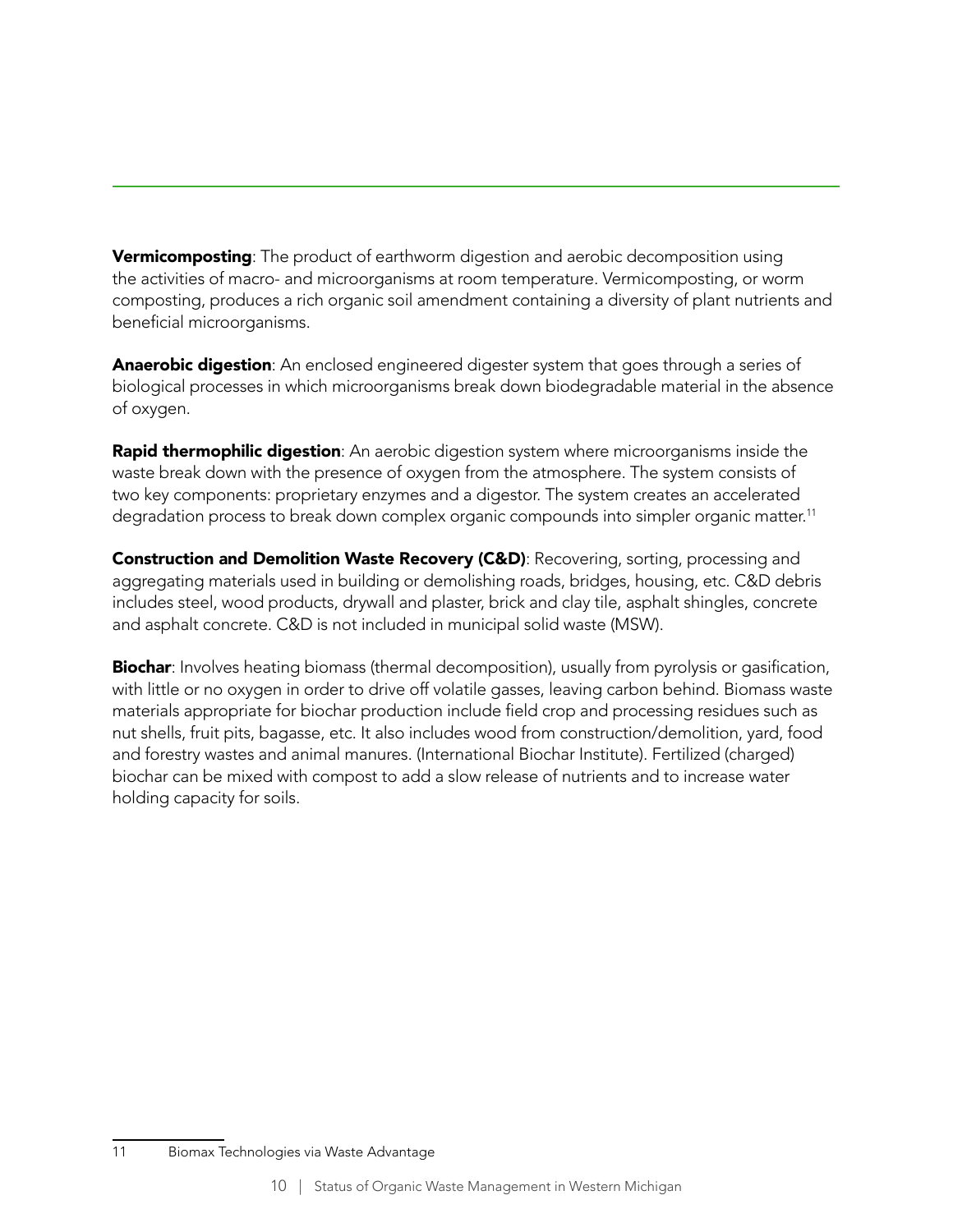**Vermicomposting**: The product of earthworm digestion and aerobic decomposition using the activities of macro- and microorganisms at room temperature. Vermicomposting, or worm composting, produces a rich organic soil amendment containing a diversity of plant nutrients and beneficial microorganisms.

**Anaerobic digestion**: An enclosed engineered digester system that goes through a series of biological processes in which microorganisms break down biodegradable material in the absence of oxygen.

**Rapid thermophilic digestion**: An aerobic digestion system where microorganisms inside the waste break down with the presence of oxygen from the atmosphere. The system consists of two key components: proprietary enzymes and a digestor. The system creates an accelerated degradation process to break down complex organic compounds into simpler organic matter.[11]

**Construction and Demolition Waste Recovery (C&D)**: Recovering, sorting, processing and aggregating materials used in building or demolishing roads, bridges, housing, etc. C&D debris includes steel, wood products, drywall and plaster, brick and clay tile, asphalt shingles, concrete and asphalt concrete. C&D is not included in municipal solid waste (MSW).

**Biochar**: Involves heating biomass (thermal decomposition), usually from pyrolysis or gasification, with little or no oxygen in order to drive off volatile gasses, leaving carbon behind. Biomass waste materials appropriate for biochar production include field crop and processing residues such as nut shells, fruit pits, bagasse, etc. It also includes wood from construction/demolition, yard, food and forestry wastes and animal manures. (International Biochar Institute). Fertilized (charged) biochar can be mixed with compost to add a slow release of nutrients and to increase water holding capacity for soils.

---

11 Biomax Technologies via Waste Advantage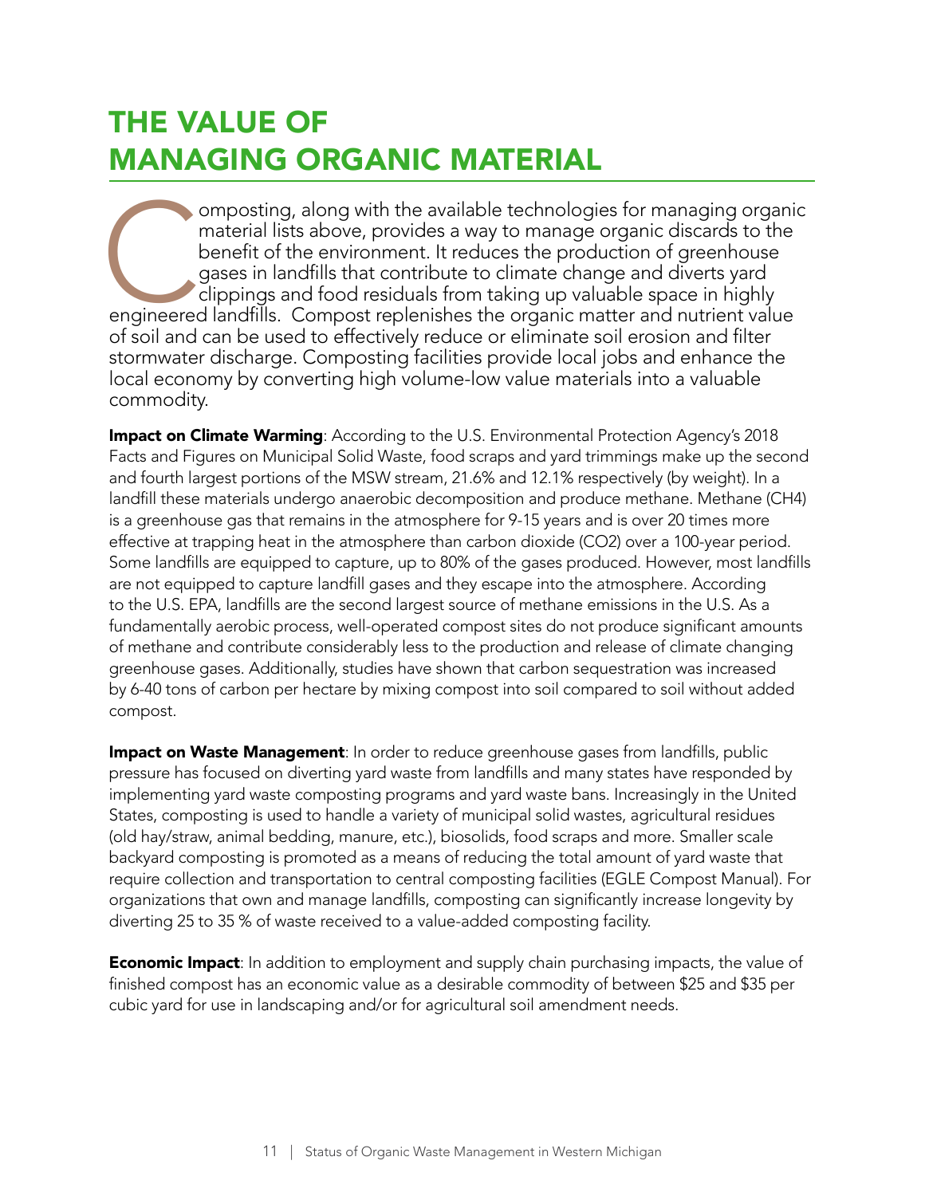# THE VALUE OF MANAGING ORGANIC MATERIAL

Composting, along with the available technologies for managing organic material lists above, provides a way to manage organic discards to the benefit of the environment. It reduces the production of greenhouse gases in landfills that contribute to climate change and diverts yard clippings and food residuals from taking up valuable space in highly engineered landfills. Compost replenishes the organic matter and nutrient value of soil and can be used to effectively reduce or eliminate soil erosion and filter stormwater discharge. Composting facilities provide local jobs and enhance the local economy by converting high volume-low value materials into a valuable commodity.

**Impact on Climate Warming**: According to the U.S. Environmental Protection Agency's 2018 Facts and Figures on Municipal Solid Waste, food scraps and yard trimmings make up the second and fourth largest portions of the MSW stream, 21.6% and 12.1% respectively (by weight). In a landfill these materials undergo anaerobic decomposition and produce methane. Methane ($CH_4$) is a greenhouse gas that remains in the atmosphere for 9-15 years and is over 20 times more effective at trapping heat in the atmosphere than carbon dioxide ($CO_2$) over a 100-year period. Some landfills are equipped to capture, up to 80% of the gases produced. However, most landfills are not equipped to capture landfill gases and they escape into the atmosphere. According to the U.S. EPA, landfills are the second largest source of methane emissions in the U.S. As a fundamentally aerobic process, well-operated compost sites do not produce significant amounts of methane and contribute considerably less to the production and release of climate changing greenhouse gases. Additionally, studies have shown that carbon sequestration was increased by 6-40 tons of carbon per hectare by mixing compost into soil compared to soil without added compost.

**Impact on Waste Management**: In order to reduce greenhouse gases from landfills, public pressure has focused on diverting yard waste from landfills and many states have responded by implementing yard waste composting programs and yard waste bans. Increasingly in the United States, composting is used to handle a variety of municipal solid wastes, agricultural residues (old hay/straw, animal bedding, manure, etc.), biosolids, food scraps and more. Smaller scale backyard composting is promoted as a means of reducing the total amount of yard waste that require collection and transportation to central composting facilities (EGLE Compost Manual). For organizations that own and manage landfills, composting can significantly increase longevity by diverting 25 to 35 % of waste received to a value-added composting facility.

**Economic Impact**: In addition to employment and supply chain purchasing impacts, the value of finished compost has an economic value as a desirable commodity of between $25 and $35 per cubic yard for use in landscaping and/or for agricultural soil amendment needs.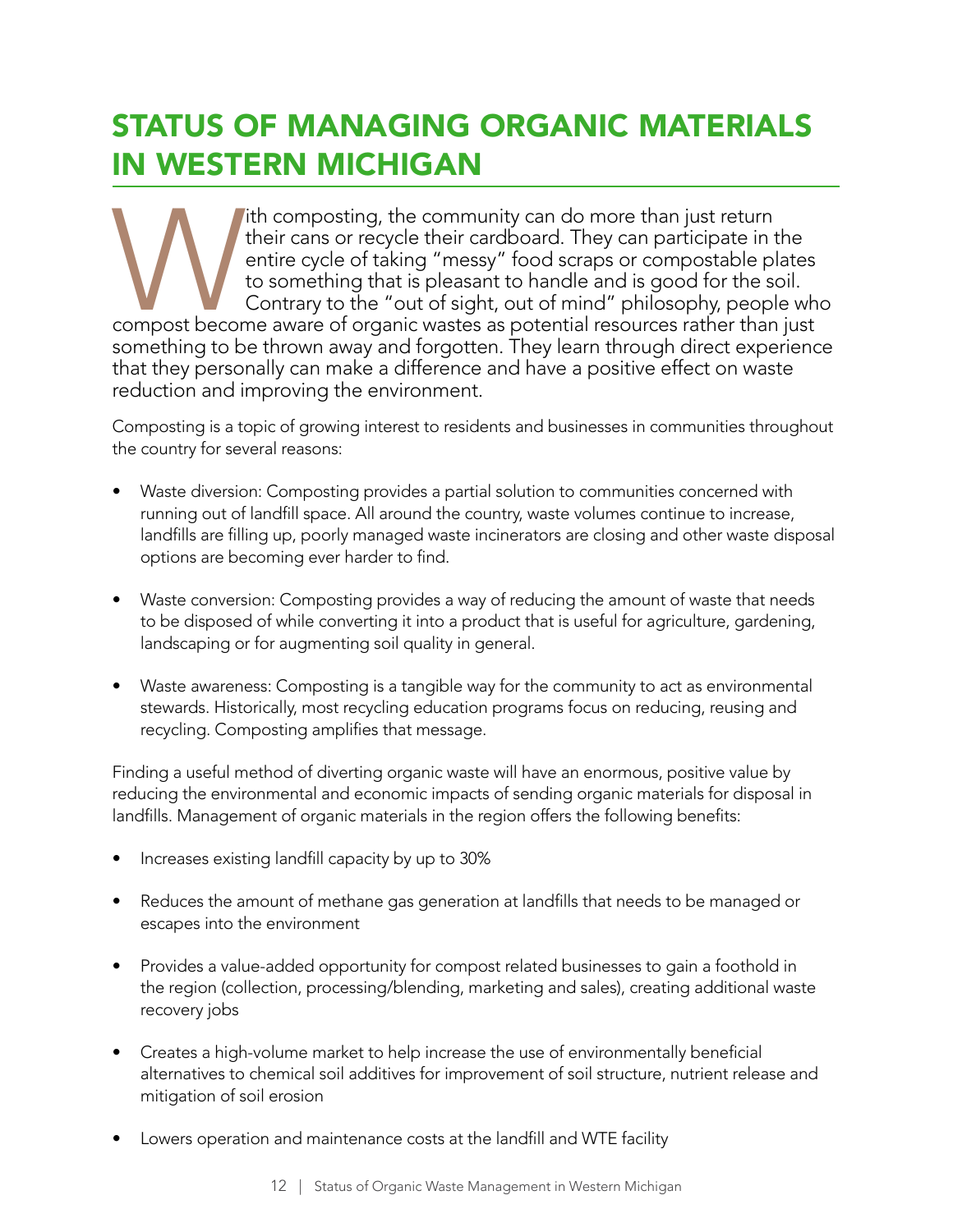# STATUS OF MANAGING ORGANIC MATERIALS IN WESTERN MICHIGAN

With composting, the community can do more than just return their cans or recycle their cardboard. They can participate in the entire cycle of taking "messy" food scraps or compostable plates to something that is pleasant to handle and is good for the soil. Contrary to the "out of sight, out of mind" philosophy, people who compost become aware of organic wastes as potential resources rather than just something to be thrown away and forgotten. They learn through direct experience that they personally can make a difference and have a positive effect on waste reduction and improving the environment.

Composting is a topic of growing interest to residents and businesses in communities throughout the country for several reasons:

- Waste diversion: Composting provides a partial solution to communities concerned with running out of landfill space. All around the country, waste volumes continue to increase, landfills are filling up, poorly managed waste incinerators are closing and other waste disposal options are becoming ever harder to find.

- Waste conversion: Composting provides a way of reducing the amount of waste that needs to be disposed of while converting it into a product that is useful for agriculture, gardening, landscaping or for augmenting soil quality in general.

- Waste awareness: Composting is a tangible way for the community to act as environmental stewards. Historically, most recycling education programs focus on reducing, reusing and recycling. Composting amplifies that message.

Finding a useful method of diverting organic waste will have an enormous, positive value by reducing the environmental and economic impacts of sending organic materials for disposal in landfills. Management of organic materials in the region offers the following benefits:

- Increases existing landfill capacity by up to 30%

- Reduces the amount of methane gas generation at landfills that needs to be managed or escapes into the environment

- Provides a value-added opportunity for compost related businesses to gain a foothold in the region (collection, processing/blending, marketing and sales), creating additional waste recovery jobs

- Creates a high-volume market to help increase the use of environmentally beneficial alternatives to chemical soil additives for improvement of soil structure, nutrient release and mitigation of soil erosion

- Lowers operation and maintenance costs at the landfill and WTE facility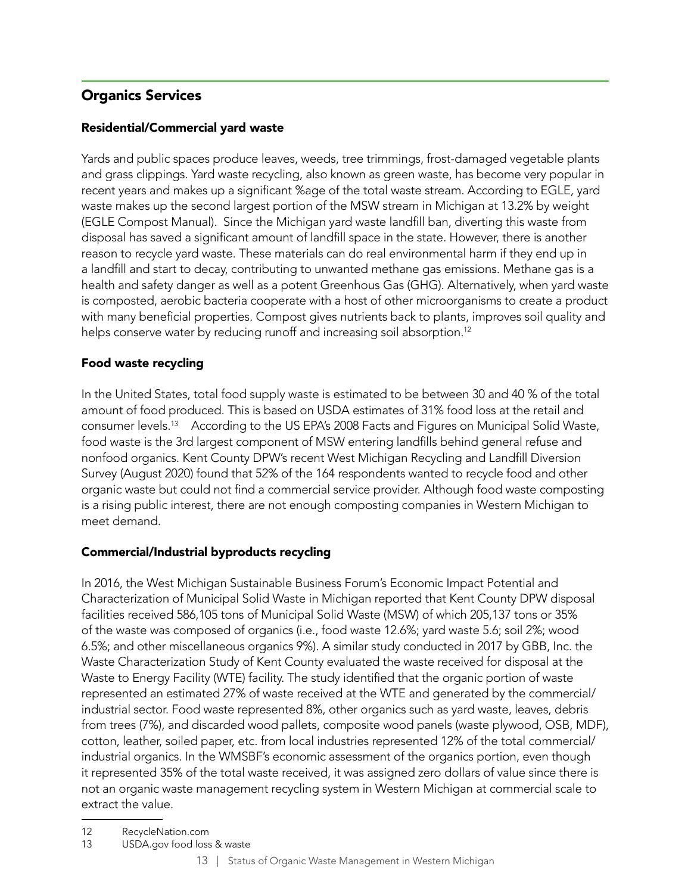## Organics Services

### Residential/Commercial yard waste

Yards and public spaces produce leaves, weeds, tree trimmings, frost-damaged vegetable plants and grass clippings. Yard waste recycling, also known as green waste, has become very popular in recent years and makes up a significant %age of the total waste stream. According to EGLE, yard waste makes up the second largest portion of the MSW stream in Michigan at 13.2% by weight (EGLE Compost Manual). Since the Michigan yard waste landfill ban, diverting this waste from disposal has saved a significant amount of landfill space in the state. However, there is another reason to recycle yard waste. These materials can do real environmental harm if they end up in a landfill and start to decay, contributing to unwanted methane gas emissions. Methane gas is a health and safety danger as well as a potent Greenhous Gas (GHG). Alternatively, when yard waste is composted, aerobic bacteria cooperate with a host of other microorganisms to create a product with many beneficial properties. Compost gives nutrients back to plants, improves soil quality and helps conserve water by reducing runoff and increasing soil absorption.[12]

### Food waste recycling

In the United States, total food supply waste is estimated to be between 30 and 40 % of the total amount of food produced. This is based on USDA estimates of 31% food loss at the retail and consumer levels.[13] According to the US EPA's 2008 Facts and Figures on Municipal Solid Waste, food waste is the 3rd largest component of MSW entering landfills behind general refuse and nonfood organics. Kent County DPW's recent West Michigan Recycling and Landfill Diversion Survey (August 2020) found that 52% of the 164 respondents wanted to recycle food and other organic waste but could not find a commercial service provider. Although food waste composting is a rising public interest, there are not enough composting companies in Western Michigan to meet demand.

### Commercial/Industrial byproducts recycling

In 2016, the West Michigan Sustainable Business Forum's Economic Impact Potential and Characterization of Municipal Solid Waste in Michigan reported that Kent County DPW disposal facilities received 586,105 tons of Municipal Solid Waste (MSW) of which 205,137 tons or 35% of the waste was composed of organics (i.e., food waste 12.6%; yard waste 5.6; soil 2%; wood 6.5%; and other miscellaneous organics 9%). A similar study conducted in 2017 by GBB, Inc. the Waste Characterization Study of Kent County evaluated the waste received for disposal at the Waste to Energy Facility (WTE) facility. The study identified that the organic portion of waste represented an estimated 27% of waste received at the WTE and generated by the commercial/industrial sector. Food waste represented 8%, other organics such as yard waste, leaves, debris from trees (7%), and discarded wood pallets, composite wood panels (waste plywood, OSB, MDF), cotton, leather, soiled paper, etc. from local industries represented 12% of the total commercial/industrial organics. In the WMSBF's economic assessment of the organics portion, even though it represented 35% of the total waste received, it was assigned zero dollars of value since there is not an organic waste management recycling system in Western Michigan at commercial scale to extract the value.

---

12 RecycleNation.com

13 USDA.gov food loss & waste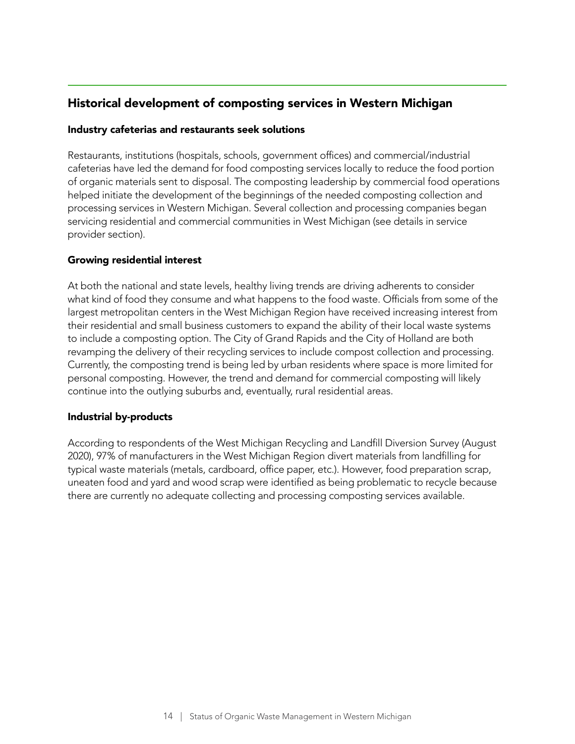## Historical development of composting services in Western Michigan

### Industry cafeterias and restaurants seek solutions

Restaurants, institutions (hospitals, schools, government offices) and commercial/industrial cafeterias have led the demand for food composting services locally to reduce the food portion of organic materials sent to disposal. The composting leadership by commercial food operations helped initiate the development of the beginnings of the needed composting collection and processing services in Western Michigan. Several collection and processing companies began servicing residential and commercial communities in West Michigan (see details in service provider section).

### Growing residential interest

At both the national and state levels, healthy living trends are driving adherents to consider what kind of food they consume and what happens to the food waste. Officials from some of the largest metropolitan centers in the West Michigan Region have received increasing interest from their residential and small business customers to expand the ability of their local waste systems to include a composting option. The City of Grand Rapids and the City of Holland are both revamping the delivery of their recycling services to include compost collection and processing. Currently, the composting trend is being led by urban residents where space is more limited for personal composting. However, the trend and demand for commercial composting will likely continue into the outlying suburbs and, eventually, rural residential areas.

### Industrial by-products

According to respondents of the West Michigan Recycling and Landfill Diversion Survey (August 2020), 97% of manufacturers in the West Michigan Region divert materials from landfilling for typical waste materials (metals, cardboard, office paper, etc.). However, food preparation scrap, uneaten food and yard and wood scrap were identified as being problematic to recycle because there are currently no adequate collecting and processing composting services available.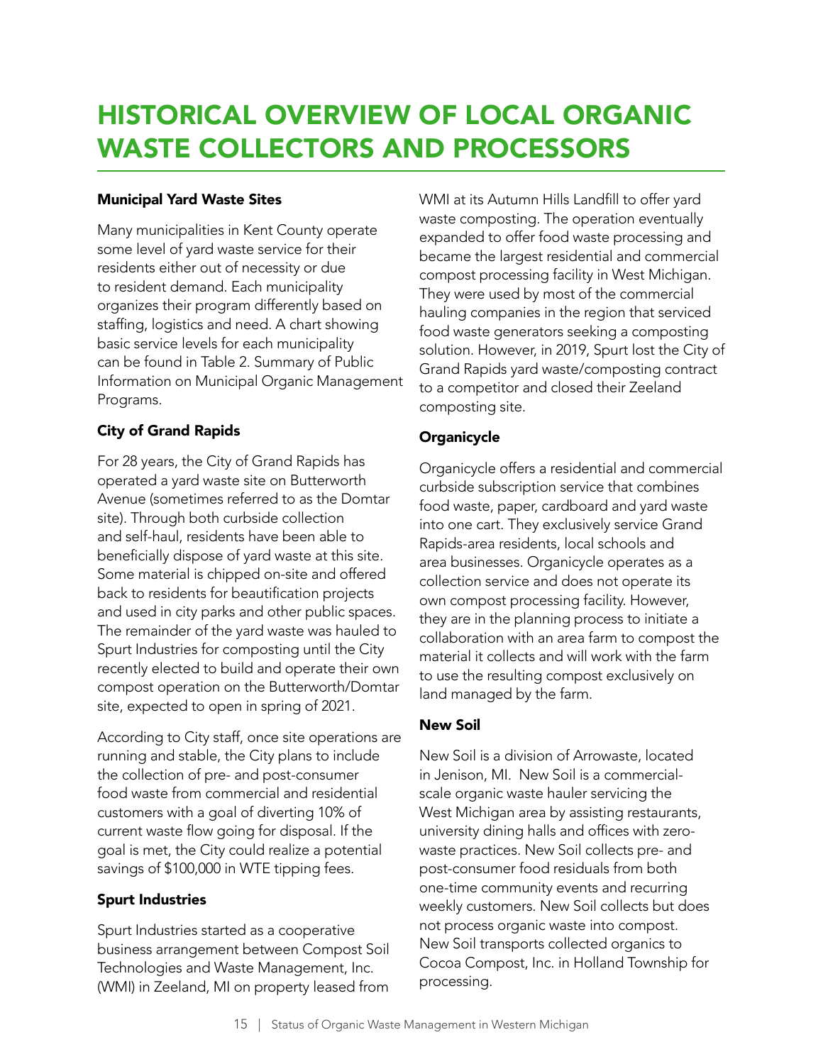# HISTORICAL OVERVIEW OF LOCAL ORGANIC WASTE COLLECTORS AND PROCESSORS

### Municipal Yard Waste Sites

Many municipalities in Kent County operate some level of yard waste service for their residents either out of necessity or due to resident demand. Each municipality organizes their program differently based on staffing, logistics and need. A chart showing basic service levels for each municipality can be found in Table 2. Summary of Public Information on Municipal Organic Management Programs.

### City of Grand Rapids

For 28 years, the City of Grand Rapids has operated a yard waste site on Butterworth Avenue (sometimes referred to as the Domtar site). Through both curbside collection and self-haul, residents have been able to beneficially dispose of yard waste at this site. Some material is chipped on-site and offered back to residents for beautification projects and used in city parks and other public spaces. The remainder of the yard waste was hauled to Spurt Industries for composting until the City recently elected to build and operate their own compost operation on the Butterworth/Domtar site, expected to open in spring of 2021.

According to City staff, once site operations are running and stable, the City plans to include the collection of pre- and post-consumer food waste from commercial and residential customers with a goal of diverting 10% of current waste flow going for disposal. If the goal is met, the City could realize a potential savings of $100,000 in WTE tipping fees.

### Spurt Industries

Spurt Industries started as a cooperative business arrangement between Compost Soil Technologies and Waste Management, Inc. (WMI) in Zeeland, MI on property leased from WMI at its Autumn Hills Landfill to offer yard waste composting. The operation eventually expanded to offer food waste processing and became the largest residential and commercial compost processing facility in West Michigan. They were used by most of the commercial hauling companies in the region that serviced food waste generators seeking a composting solution. However, in 2019, Spurt lost the City of Grand Rapids yard waste/composting contract to a competitor and closed their Zeeland composting site.

### Organicycle

Organicycle offers a residential and commercial curbside subscription service that combines food waste, paper, cardboard and yard waste into one cart. They exclusively service Grand Rapids-area residents, local schools and area businesses. Organicycle operates as a collection service and does not operate its own compost processing facility. However, they are in the planning process to initiate a collaboration with an area farm to compost the material it collects and will work with the farm to use the resulting compost exclusively on land managed by the farm.

### New Soil

New Soil is a division of Arrowaste, located in Jenison, MI. New Soil is a commercial-scale organic waste hauler servicing the West Michigan area by assisting restaurants, university dining halls and offices with zero-waste practices. New Soil collects pre- and post-consumer food residuals from both one-time community events and recurring weekly customers. New Soil collects but does not process organic waste into compost. New Soil transports collected organics to Cocoa Compost, Inc. in Holland Township for processing.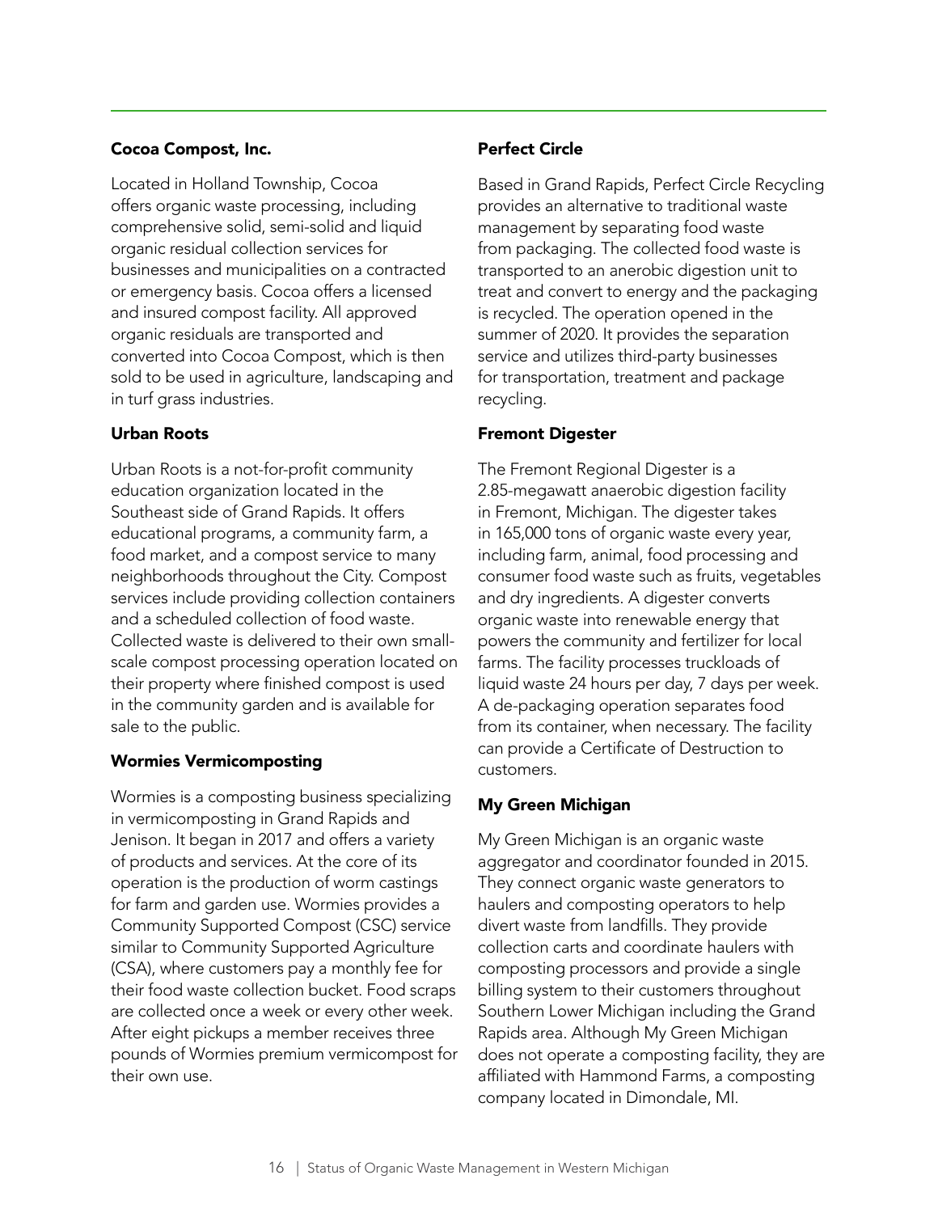### Cocoa Compost, Inc.

Located in Holland Township, Cocoa offers organic waste processing, including comprehensive solid, semi-solid and liquid organic residual collection services for businesses and municipalities on a contracted or emergency basis. Cocoa offers a licensed and insured compost facility. All approved organic residuals are transported and converted into Cocoa Compost, which is then sold to be used in agriculture, landscaping and in turf grass industries.

### Urban Roots

Urban Roots is a not-for-profit community education organization located in the Southeast side of Grand Rapids. It offers educational programs, a community farm, a food market, and a compost service to many neighborhoods throughout the City. Compost services include providing collection containers and a scheduled collection of food waste. Collected waste is delivered to their own small-scale compost processing operation located on their property where finished compost is used in the community garden and is available for sale to the public.

### Wormies Vermicomposting

Wormies is a composting business specializing in vermicomposting in Grand Rapids and Jenison. It began in 2017 and offers a variety of products and services. At the core of its operation is the production of worm castings for farm and garden use. Wormies provides a Community Supported Compost (CSC) service similar to Community Supported Agriculture (CSA), where customers pay a monthly fee for their food waste collection bucket. Food scraps are collected once a week or every other week. After eight pickups a member receives three pounds of Wormies premium vermicompost for their own use.

### Perfect Circle

Based in Grand Rapids, Perfect Circle Recycling provides an alternative to traditional waste management by separating food waste from packaging. The collected food waste is transported to an anerobic digestion unit to treat and convert to energy and the packaging is recycled. The operation opened in the summer of 2020. It provides the separation service and utilizes third-party businesses for transportation, treatment and package recycling.

### Fremont Digester

The Fremont Regional Digester is a 2.85-megawatt anaerobic digestion facility in Fremont, Michigan. The digester takes in 165,000 tons of organic waste every year, including farm, animal, food processing and consumer food waste such as fruits, vegetables and dry ingredients. A digester converts organic waste into renewable energy that powers the community and fertilizer for local farms. The facility processes truckloads of liquid waste 24 hours per day, 7 days per week. A de-packaging operation separates food from its container, when necessary. The facility can provide a Certificate of Destruction to customers.

### My Green Michigan

My Green Michigan is an organic waste aggregator and coordinator founded in 2015. They connect organic waste generators to haulers and composting operators to help divert waste from landfills. They provide collection carts and coordinate haulers with composting processors and provide a single billing system to their customers throughout Southern Lower Michigan including the Grand Rapids area. Although My Green Michigan does not operate a composting facility, they are affiliated with Hammond Farms, a composting company located in Dimondale, MI.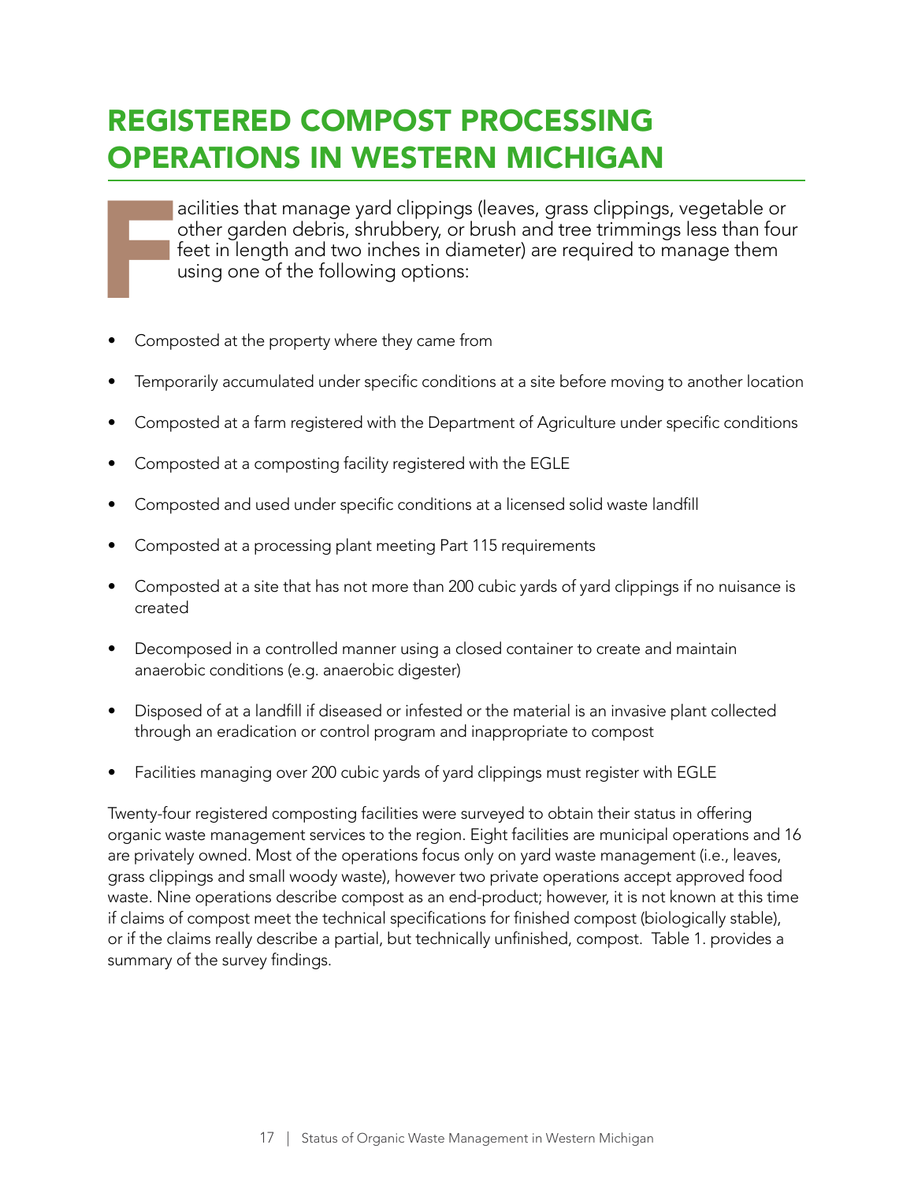# REGISTERED COMPOST PROCESSING OPERATIONS IN WESTERN MICHIGAN

Facilities that manage yard clippings (leaves, grass clippings, vegetable or other garden debris, shrubbery, or brush and tree trimmings less than four feet in length and two inches in diameter) are required to manage them using one of the following options:

- Composted at the property where they came from
- Temporarily accumulated under specific conditions at a site before moving to another location
- Composted at a farm registered with the Department of Agriculture under specific conditions
- Composted at a composting facility registered with the EGLE
- Composted and used under specific conditions at a licensed solid waste landfill
- Composted at a processing plant meeting Part 115 requirements
- Composted at a site that has not more than 200 cubic yards of yard clippings if no nuisance is created
- Decomposed in a controlled manner using a closed container to create and maintain anaerobic conditions (e.g. anaerobic digester)
- Disposed of at a landfill if diseased or infested or the material is an invasive plant collected through an eradication or control program and inappropriate to compost
- Facilities managing over 200 cubic yards of yard clippings must register with EGLE

Twenty-four registered composting facilities were surveyed to obtain their status in offering organic waste management services to the region. Eight facilities are municipal operations and 16 are privately owned. Most of the operations focus only on yard waste management (i.e., leaves, grass clippings and small woody waste), however two private operations accept approved food waste. Nine operations describe compost as an end-product; however, it is not known at this time if claims of compost meet the technical specifications for finished compost (biologically stable), or if the claims really describe a partial, but technically unfinished, compost. Table 1. provides a summary of the survey findings.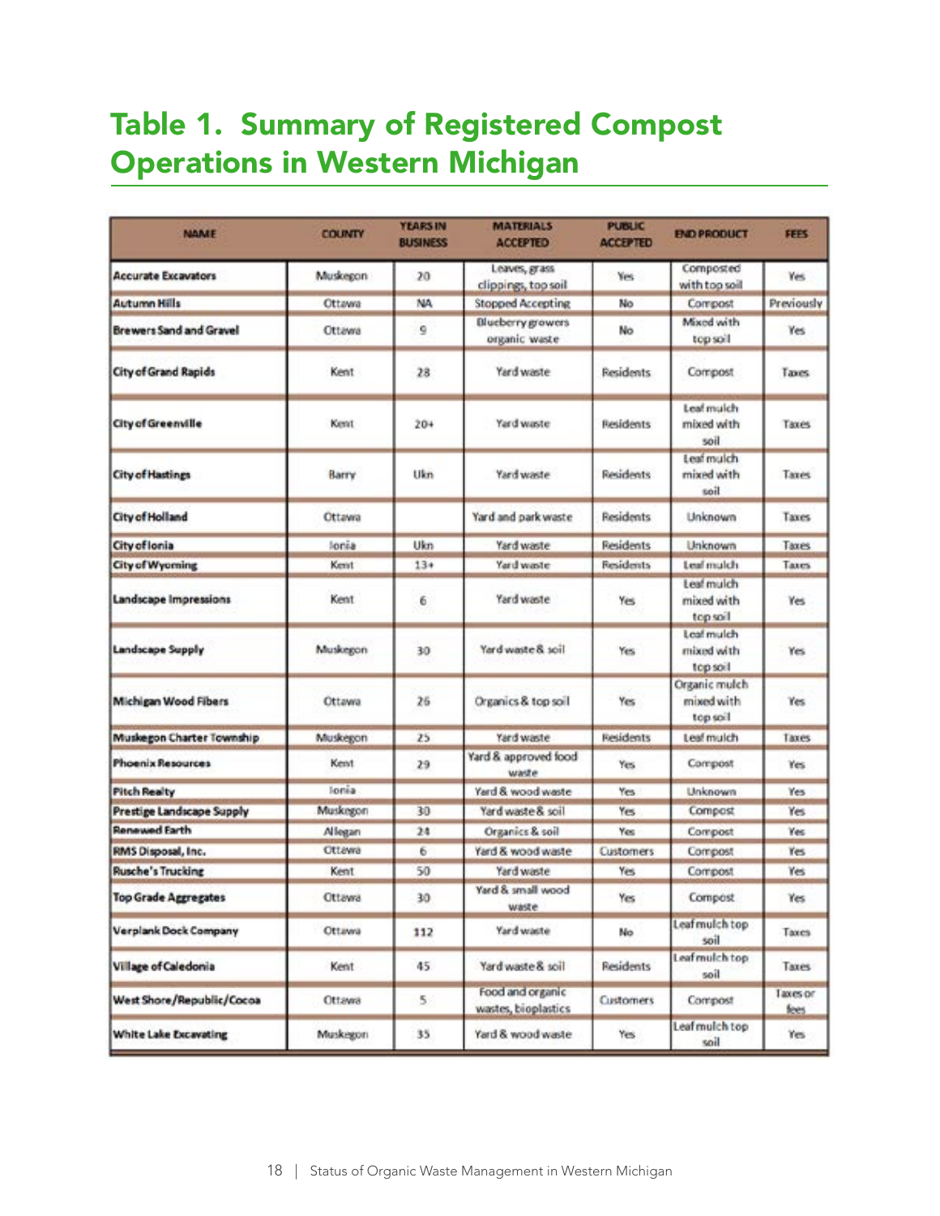## Table 1. Summary of Registered Compost Operations in Western Michigan

| NAME | COUNTY | YEARS IN BUSINESS | MATERIALS ACCEPTED | PUBLIC ACCEPTED | END PRODUCT | FEES |
|---|---|---|---|---|---|---|
| Accurate Excavators | Muskegon | 20 | Leaves, grass clippings, top soil | Yes | Composted with top soil | Yes |
| Autumn Hills | Ottawa | NA | Stopped Accepting | No | Compost | Previously |
| Brewers Sand and Gravel | Ottawa | 9 | Blueberry growers organic waste | No | Mixed with top soil | Yes |
| City of Grand Rapids | Kent | 28 | Yard waste | Residents | Compost | Taxes |
| City of Greenville | Kent | 20+ | Yard waste | Residents | Leaf mulch mixed with soil | Taxes |
| City of Hastings | Barry | Ukn | Yard waste | Residents | Leaf mulch mixed with soil | Taxes |
| City of Holland | Ottawa | | Yard and park waste | Residents | Unknown | Taxes |
| City of Ionia | Ionia | Ukn | Yard waste | Residents | Unknown | Taxes |
| City of Wyoming | Kent | 13+ | Yard waste | Residents | Leaf mulch | Taxes |
| Landscape Impressions | Kent | 6 | Yard waste | Yes | Leaf mulch mixed with top soil | Yes |
| Landscape Supply | Muskegon | 30 | Yard waste & soil | Yes | Leaf mulch mixed with top soil | Yes |
| Michigan Wood Fibers | Ottawa | 26 | Organics & top soil | Yes | Organic mulch mixed with top soil | Yes |
| Muskegon Charter Township | Muskegon | 25 | Yard waste | Residents | Leaf mulch | Taxes |
| Phoenix Resources | Kent | 29 | Yard & approved food waste | Yes | Compost | Yes |
| Pitch Realty | Ionia | | Yard & wood waste | Yes | Unknown | Yes |
| Prestige Landscape Supply | Muskegon | 30 | Yard waste & soil | Yes | Compost | Yes |
| Renewed Earth | Allegan | 24 | Organics & soil | Yes | Compost | Yes |
| RMS Disposal, Inc. | Ottawa | 6 | Yard & wood waste | Customers | Compost | Yes |
| Rusche's Trucking | Kent | 50 | Yard waste | Yes | Compost | Yes |
| Top Grade Aggregates | Ottawa | 30 | Yard & small wood waste | Yes | Compost | Yes |
| Verplank Dock Company | Ottawa | 112 | Yard waste | No | Leaf mulch top soil | Taxes |
| Village of Caledonia | Kent | 45 | Yard waste & soil | Residents | Leaf mulch top soil | Taxes |
| West Shore/Republic/Cocoa | Ottawa | 5 | Food and organic wastes, bioplastics | Customers | Compost | Taxes or fees |
| White Lake Excavating | Muskegon | 35 | Yard & wood waste | Yes | Leaf mulch top soil | Yes |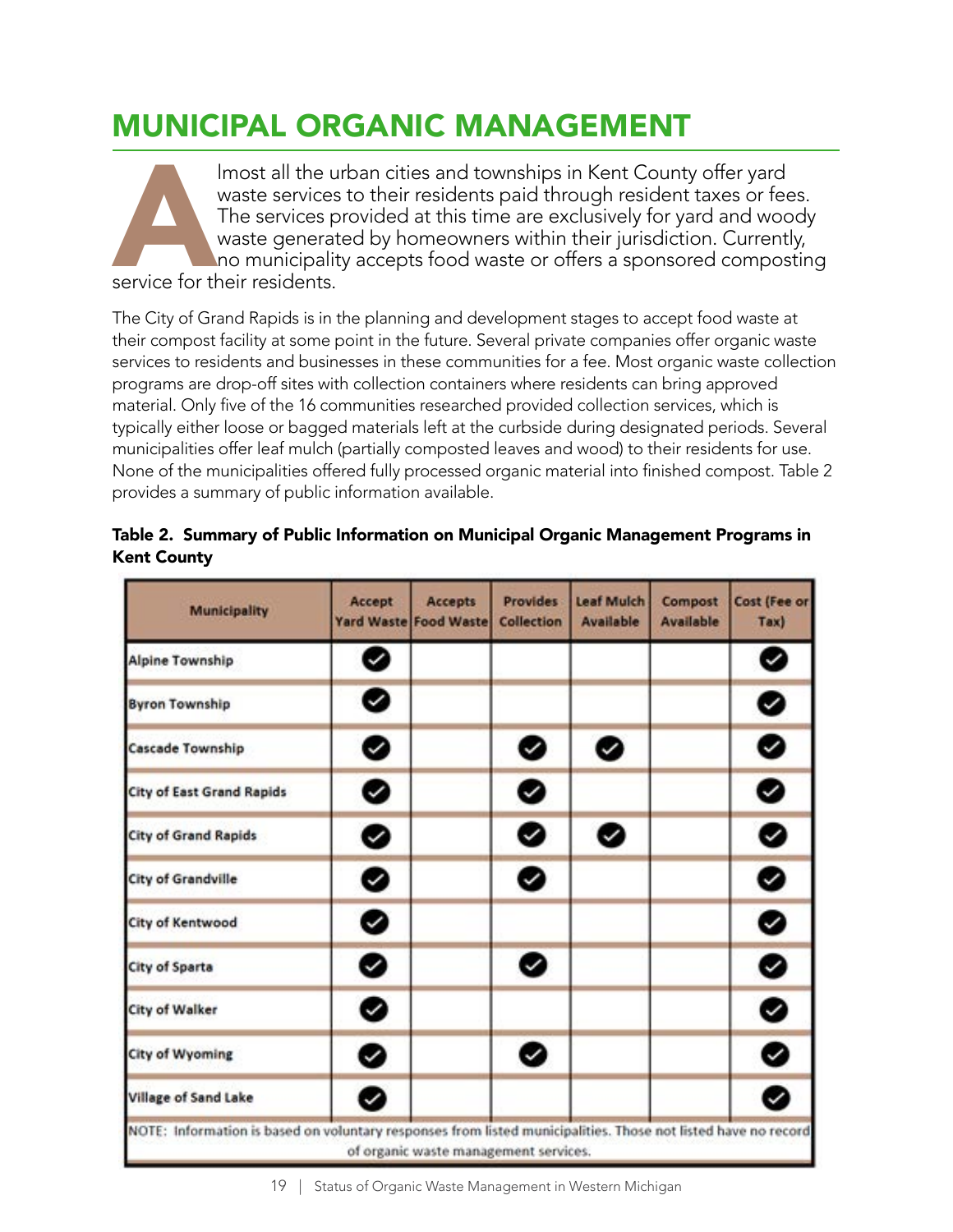# MUNICIPAL ORGANIC MANAGEMENT

Almost all the urban cities and townships in Kent County offer yard waste services to their residents paid through resident taxes or fees. The services provided at this time are exclusively for yard and woody waste generated by homeowners within their jurisdiction. Currently, no municipality accepts food waste or offers a sponsored composting service for their residents.

The City of Grand Rapids is in the planning and development stages to accept food waste at their compost facility at some point in the future. Several private companies offer organic waste services to residents and businesses in these communities for a fee. Most organic waste collection programs are drop-off sites with collection containers where residents can bring approved material. Only five of the 16 communities researched provided collection services, which is typically either loose or bagged materials left at the curbside during designated periods. Several municipalities offer leaf mulch (partially composted leaves and wood) to their residents for use. None of the municipalities offered fully processed organic material into finished compost. Table 2 provides a summary of public information available.

**Table 2. Summary of Public Information on Municipal Organic Management Programs in Kent County**

| Municipality | Accept Yard Waste | Accepts Food Waste | Provides Collection | Leaf Mulch Available | Compost Available | Cost (Fee or Tax) |
|---|---|---|---|---|---|---|
| Alpine Township | ✔ | | | | | ✔ |
| Byron Township | ✔ | | | | | ✔ |
| Cascade Township | ✔ | | ✔ | ✔ | | ✔ |
| City of East Grand Rapids | ✔ | | ✔ | | | ✔ |
| City of Grand Rapids | ✔ | | ✔ | ✔ | | ✔ |
| City of Grandville | ✔ | | ✔ | | | ✔ |
| City of Kentwood | ✔ | | | | | ✔ |
| City of Sparta | ✔ | | ✔ | | | ✔ |
| City of Walker | ✔ | | | | | ✔ |
| City of Wyoming | ✔ | | ✔ | | | ✔ |
| Village of Sand Lake | ✔ | | | | | ✔ |

NOTE: Information is based on voluntary responses from listed municipalities. Those not listed have no record of organic waste management services.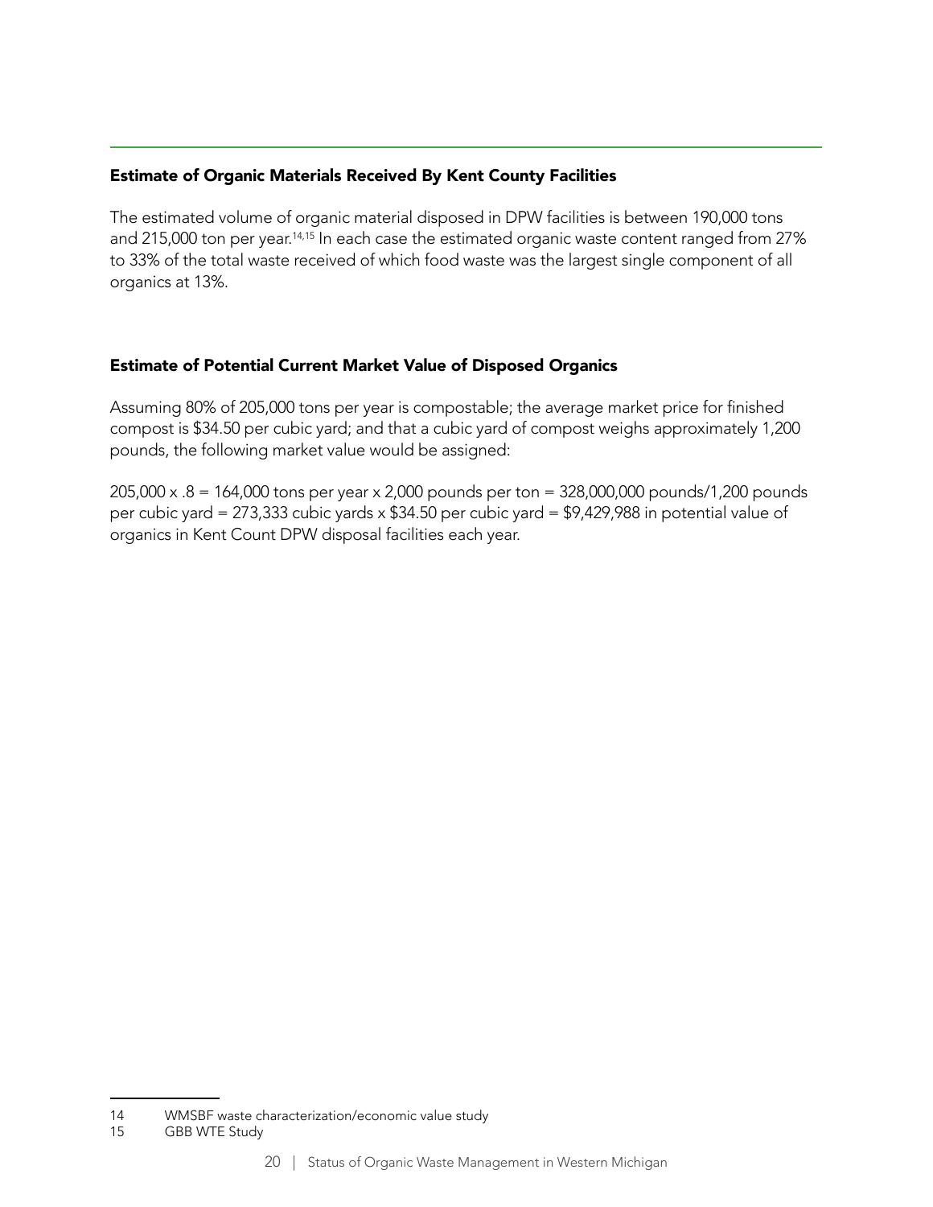### Estimate of Organic Materials Received By Kent County Facilities

The estimated volume of organic material disposed in DPW facilities is between 190,000 tons and 215,000 ton per year.[14,15] In each case the estimated organic waste content ranged from 27% to 33% of the total waste received of which food waste was the largest single component of all organics at 13%.

### Estimate of Potential Current Market Value of Disposed Organics

Assuming 80% of 205,000 tons per year is compostable; the average market price for finished compost is $34.50 per cubic yard; and that a cubic yard of compost weighs approximately 1,200 pounds, the following market value would be assigned:

205,000 x .8 = 164,000 tons per year x 2,000 pounds per ton = 328,000,000 pounds/1,200 pounds per cubic yard = 273,333 cubic yards x $34.50 per cubic yard = $9,429,988 in potential value of organics in Kent Count DPW disposal facilities each year.

---

14 WMSBF waste characterization/economic value study

15 GBB WTE Study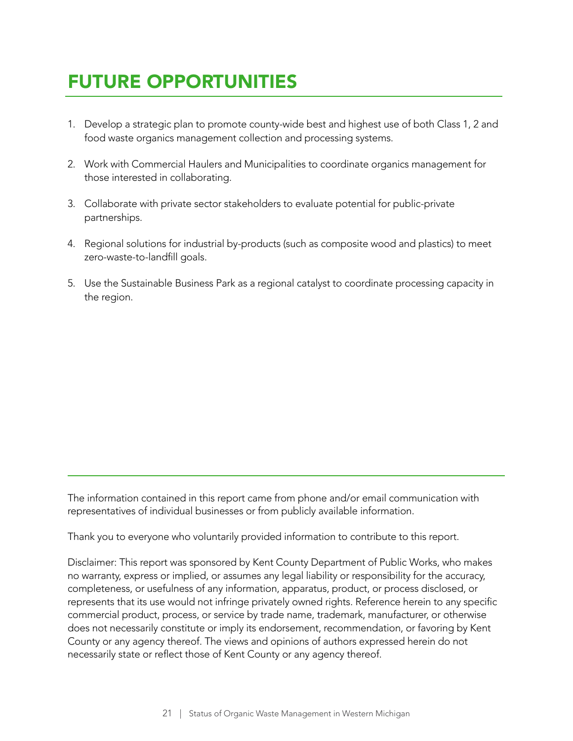# FUTURE OPPORTUNITIES

1. Develop a strategic plan to promote county-wide best and highest use of both Class 1, 2 and food waste organics management collection and processing systems.
2. Work with Commercial Haulers and Municipalities to coordinate organics management for those interested in collaborating.
3. Collaborate with private sector stakeholders to evaluate potential for public-private partnerships.
4. Regional solutions for industrial by-products (such as composite wood and plastics) to meet zero-waste-to-landfill goals.
5. Use the Sustainable Business Park as a regional catalyst to coordinate processing capacity in the region.

---

The information contained in this report came from phone and/or email communication with representatives of individual businesses or from publicly available information.

Thank you to everyone who voluntarily provided information to contribute to this report.

Disclaimer: This report was sponsored by Kent County Department of Public Works, who makes no warranty, express or implied, or assumes any legal liability or responsibility for the accuracy, completeness, or usefulness of any information, apparatus, product, or process disclosed, or represents that its use would not infringe privately owned rights. Reference herein to any specific commercial product, process, or service by trade name, trademark, manufacturer, or otherwise does not necessarily constitute or imply its endorsement, recommendation, or favoring by Kent County or any agency thereof. The views and opinions of authors expressed herein do not necessarily state or reflect those of Kent County or any agency thereof.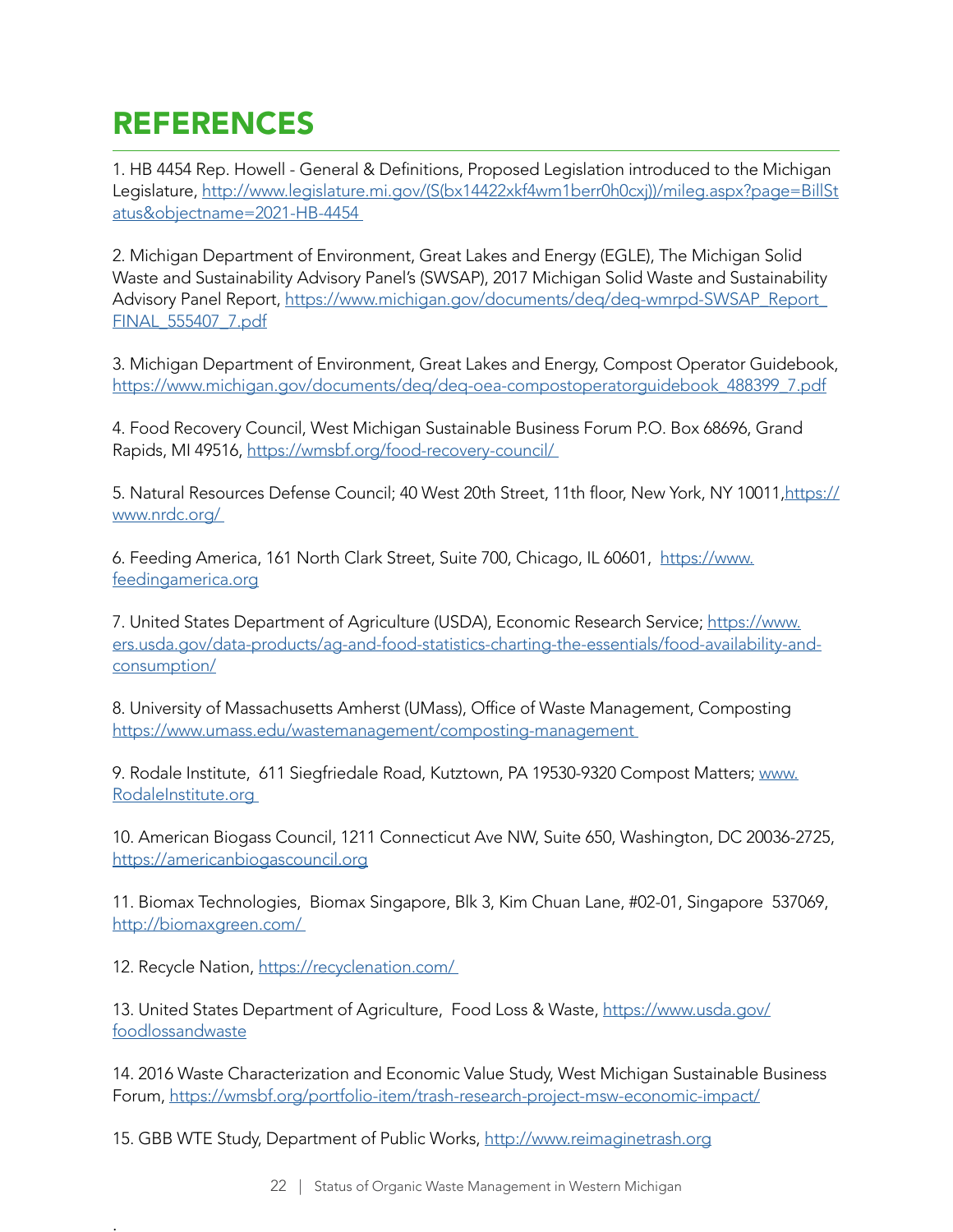# REFERENCES

1. HB 4454 Rep. Howell - General & Definitions, Proposed Legislation introduced to the Michigan Legislature, http://www.legislature.mi.gov/(S(bx14422xkf4wm1berr0h0cxj))/mileg.aspx?page=BillStatus&objectname=2021-HB-4454

2. Michigan Department of Environment, Great Lakes and Energy (EGLE), The Michigan Solid Waste and Sustainability Advisory Panel's (SWSAP), 2017 Michigan Solid Waste and Sustainability Advisory Panel Report, https://www.michigan.gov/documents/deq/deq-wmrpd-SWSAP_Report_FINAL_555407_7.pdf

3. Michigan Department of Environment, Great Lakes and Energy, Compost Operator Guidebook, https://www.michigan.gov/documents/deq/deq-oea-compostoperatorguidebook_488399_7.pdf

4. Food Recovery Council, West Michigan Sustainable Business Forum P.O. Box 68696, Grand Rapids, MI 49516, https://wmsbf.org/food-recovery-council/

5. Natural Resources Defense Council; 40 West 20th Street, 11th floor, New York, NY 10011,https://www.nrdc.org/

6. Feeding America, 161 North Clark Street, Suite 700, Chicago, IL 60601, https://www.feedingamerica.org

7. United States Department of Agriculture (USDA), Economic Research Service; https://www.ers.usda.gov/data-products/ag-and-food-statistics-charting-the-essentials/food-availability-and-consumption/

8. University of Massachusetts Amherst (UMass), Office of Waste Management, Composting https://www.umass.edu/wastemanagement/composting-management

9. Rodale Institute, 611 Siegfriedale Road, Kutztown, PA 19530-9320 Compost Matters; www.RodaleInstitute.org

10. American Biogass Council, 1211 Connecticut Ave NW, Suite 650, Washington, DC 20036-2725, https://americanbiogascouncil.org

11. Biomax Technologies, Biomax Singapore, Blk 3, Kim Chuan Lane, #02-01, Singapore 537069, http://biomaxgreen.com/

12. Recycle Nation, https://recyclenation.com/

13. United States Department of Agriculture, Food Loss & Waste, https://www.usda.gov/foodlossandwaste

14. 2016 Waste Characterization and Economic Value Study, West Michigan Sustainable Business Forum, https://wmsbf.org/portfolio-item/trash-research-project-msw-economic-impact/

15. GBB WTE Study, Department of Public Works, http://www.reimaginetrash.org